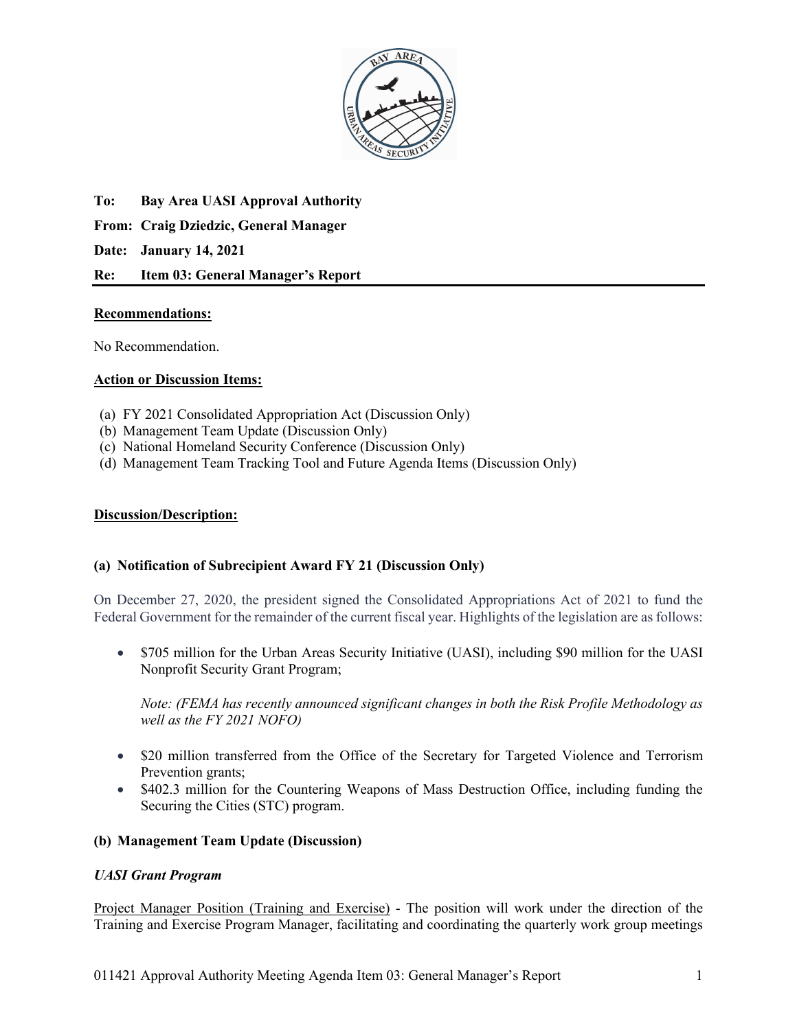**To:** **Bay Area UASI Approval Authority**

**From:** **Craig Dziedzic, General Manager**

**Date:** **January 14, 2021**

**Re:** **Item 03: General Manager's Report**

---

**Recommendations:**

No Recommendation.

**Action or Discussion Items:**

(a) FY 2021 Consolidated Appropriation Act (Discussion Only)
(b) Management Team Update (Discussion Only)
(c) National Homeland Security Conference (Discussion Only)
(d) Management Team Tracking Tool and Future Agenda Items (Discussion Only)

**Discussion/Description:**

**(a) Notification of Subrecipient Award FY 21 (Discussion Only)**

On December 27, 2020, the president signed the Consolidated Appropriations Act of 2021 to fund the Federal Government for the remainder of the current fiscal year. Highlights of the legislation are as follows:

- $705 million for the Urban Areas Security Initiative (UASI), including $90 million for the UASI Nonprofit Security Grant Program;

  *Note: (FEMA has recently announced significant changes in both the Risk Profile Methodology as well as the FY 2021 NOFO)*

- $20 million transferred from the Office of the Secretary for Targeted Violence and Terrorism Prevention grants;
- $402.3 million for the Countering Weapons of Mass Destruction Office, including funding the Securing the Cities (STC) program.

**(b) Management Team Update (Discussion)**

***UASI Grant Program***

Project Manager Position (Training and Exercise) - The position will work under the direction of the Training and Exercise Program Manager, facilitating and coordinating the quarterly work group meetings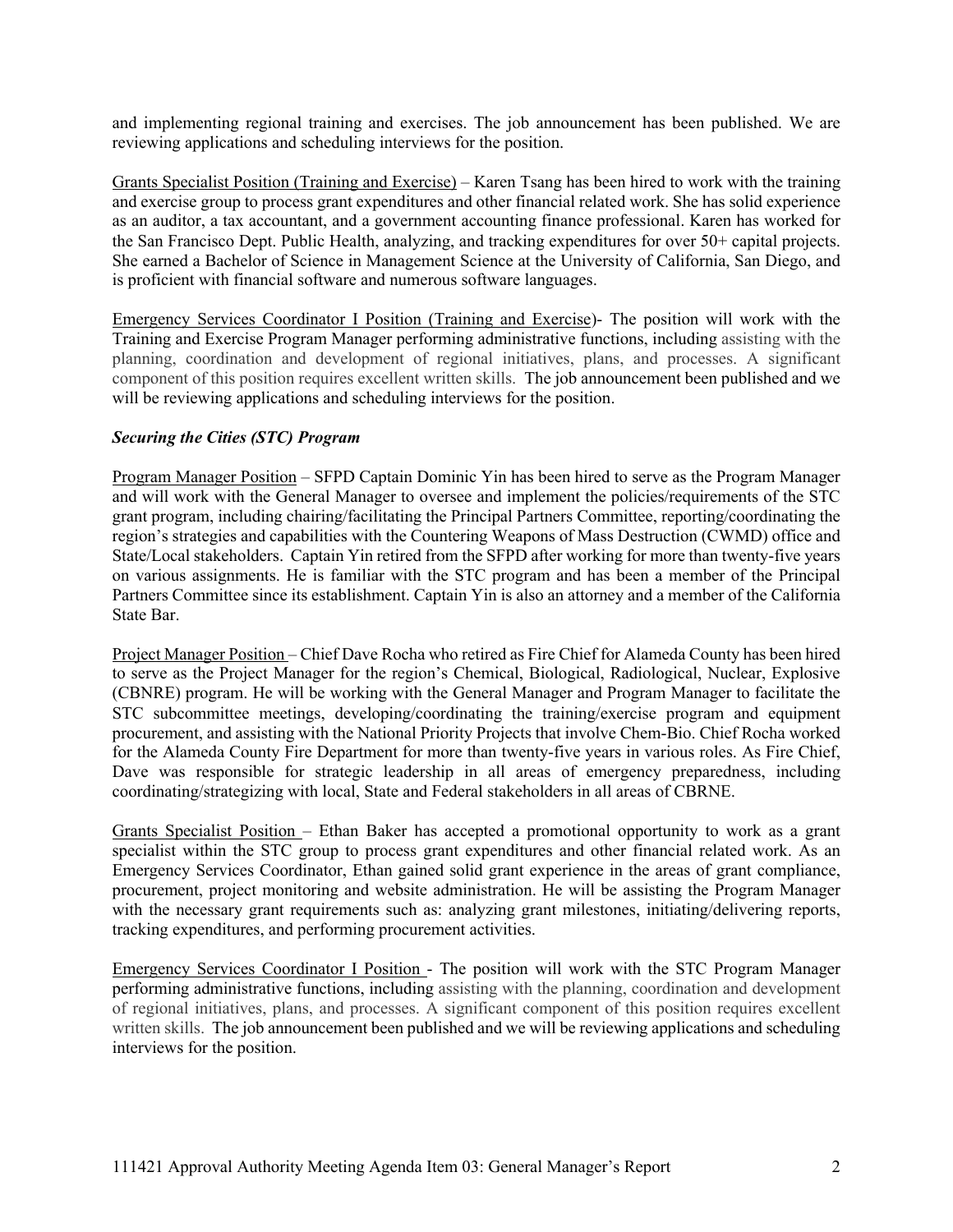and implementing regional training and exercises. The job announcement has been published. We are reviewing applications and scheduling interviews for the position.

Grants Specialist Position (Training and Exercise) – Karen Tsang has been hired to work with the training and exercise group to process grant expenditures and other financial related work. She has solid experience as an auditor, a tax accountant, and a government accounting finance professional. Karen has worked for the San Francisco Dept. Public Health, analyzing, and tracking expenditures for over 50+ capital projects. She earned a Bachelor of Science in Management Science at the University of California, San Diego, and is proficient with financial software and numerous software languages.

Emergency Services Coordinator I Position (Training and Exercise)- The position will work with the Training and Exercise Program Manager performing administrative functions, including assisting with the planning, coordination and development of regional initiatives, plans, and processes. A significant component of this position requires excellent written skills. The job announcement been published and we will be reviewing applications and scheduling interviews for the position.

***Securing the Cities (STC) Program***

Program Manager Position – SFPD Captain Dominic Yin has been hired to serve as the Program Manager and will work with the General Manager to oversee and implement the policies/requirements of the STC grant program, including chairing/facilitating the Principal Partners Committee, reporting/coordinating the region's strategies and capabilities with the Countering Weapons of Mass Destruction (CWMD) office and State/Local stakeholders. Captain Yin retired from the SFPD after working for more than twenty-five years on various assignments. He is familiar with the STC program and has been a member of the Principal Partners Committee since its establishment. Captain Yin is also an attorney and a member of the California State Bar.

Project Manager Position – Chief Dave Rocha who retired as Fire Chief for Alameda County has been hired to serve as the Project Manager for the region's Chemical, Biological, Radiological, Nuclear, Explosive (CBNRE) program. He will be working with the General Manager and Program Manager to facilitate the STC subcommittee meetings, developing/coordinating the training/exercise program and equipment procurement, and assisting with the National Priority Projects that involve Chem-Bio. Chief Rocha worked for the Alameda County Fire Department for more than twenty-five years in various roles. As Fire Chief, Dave was responsible for strategic leadership in all areas of emergency preparedness, including coordinating/strategizing with local, State and Federal stakeholders in all areas of CBRNE.

Grants Specialist Position – Ethan Baker has accepted a promotional opportunity to work as a grant specialist within the STC group to process grant expenditures and other financial related work. As an Emergency Services Coordinator, Ethan gained solid grant experience in the areas of grant compliance, procurement, project monitoring and website administration. He will be assisting the Program Manager with the necessary grant requirements such as: analyzing grant milestones, initiating/delivering reports, tracking expenditures, and performing procurement activities.

Emergency Services Coordinator I Position - The position will work with the STC Program Manager performing administrative functions, including assisting with the planning, coordination and development of regional initiatives, plans, and processes. A significant component of this position requires excellent written skills. The job announcement been published and we will be reviewing applications and scheduling interviews for the position.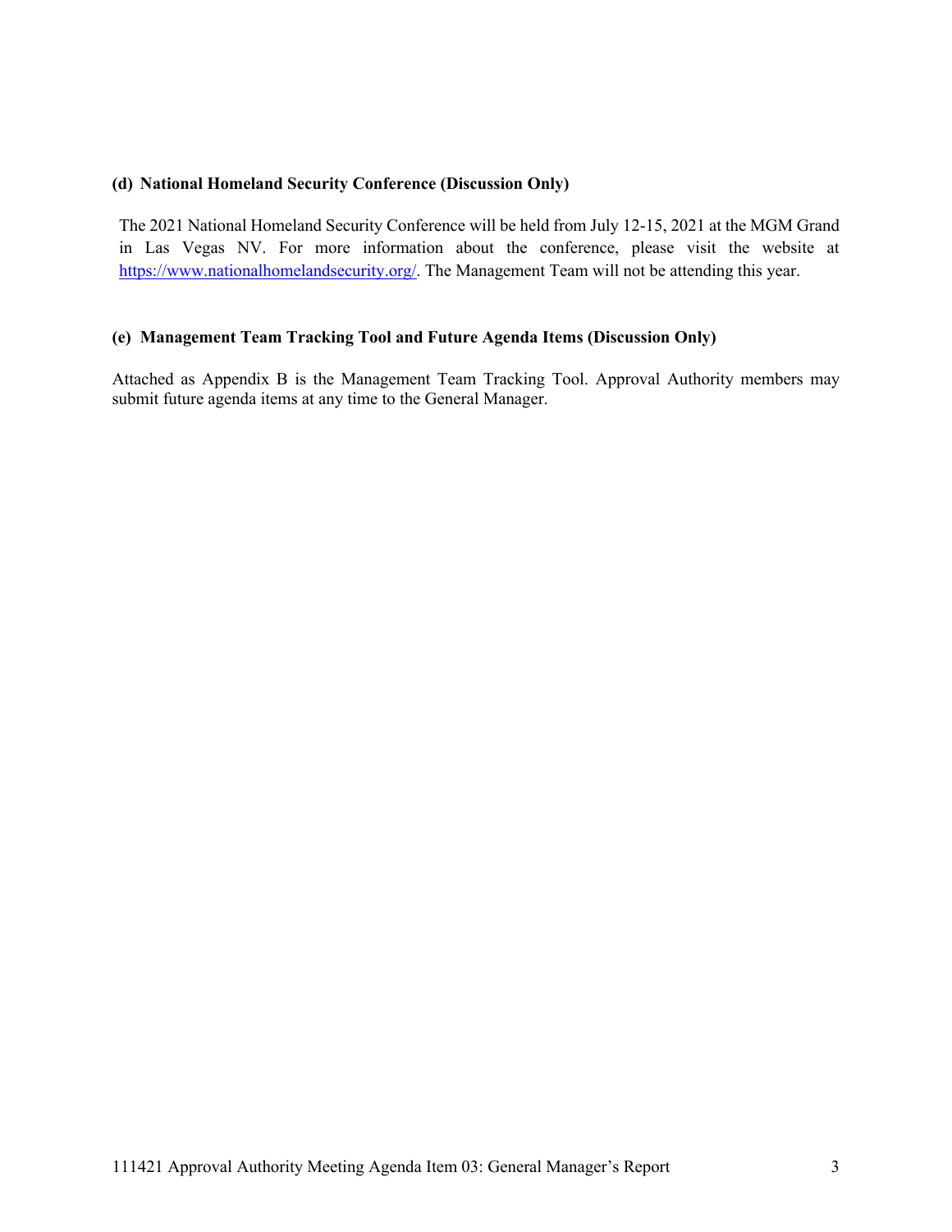**(d) National Homeland Security Conference (Discussion Only)**

The 2021 National Homeland Security Conference will be held from July 12-15, 2021 at the MGM Grand in Las Vegas NV. For more information about the conference, please visit the website at https://www.nationalhomelandsecurity.org/. The Management Team will not be attending this year.

**(e) Management Team Tracking Tool and Future Agenda Items (Discussion Only)**

Attached as Appendix B is the Management Team Tracking Tool. Approval Authority members may submit future agenda items at any time to the General Manager.